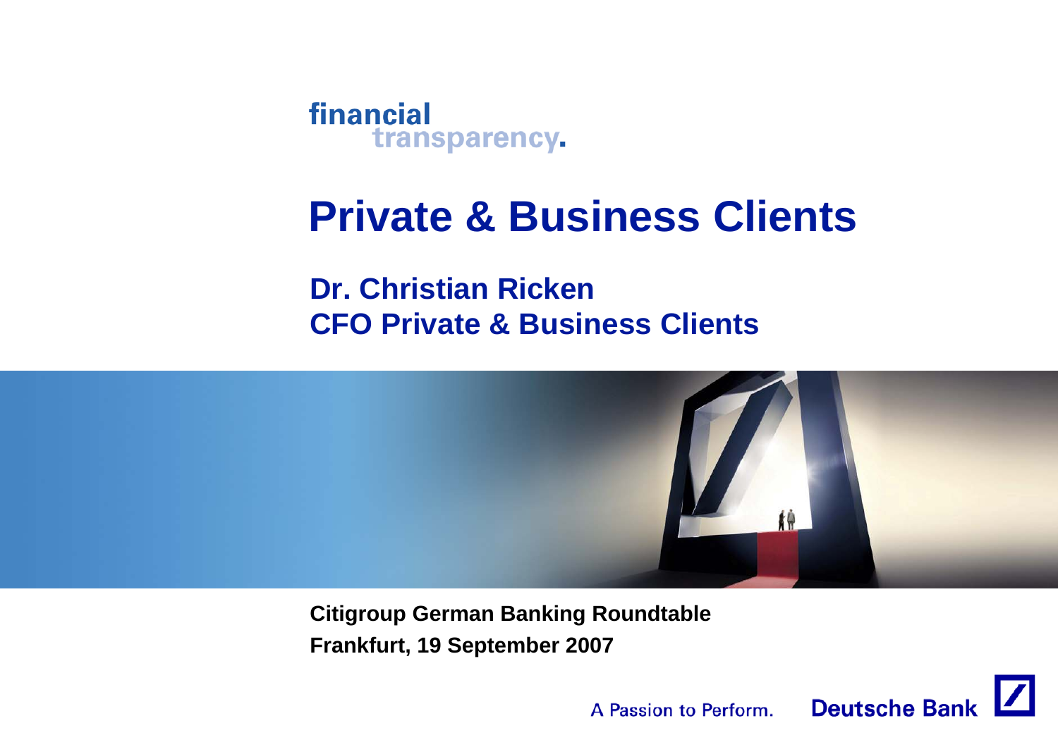financial
transparency.

# Private & Business Clients

## Dr. Christian Ricken
## CFO Private & Business Clients

**Citigroup German Banking Roundtable**

**Frankfurt, 19 September 2007**

A Passion to Perform. Deutsche Bank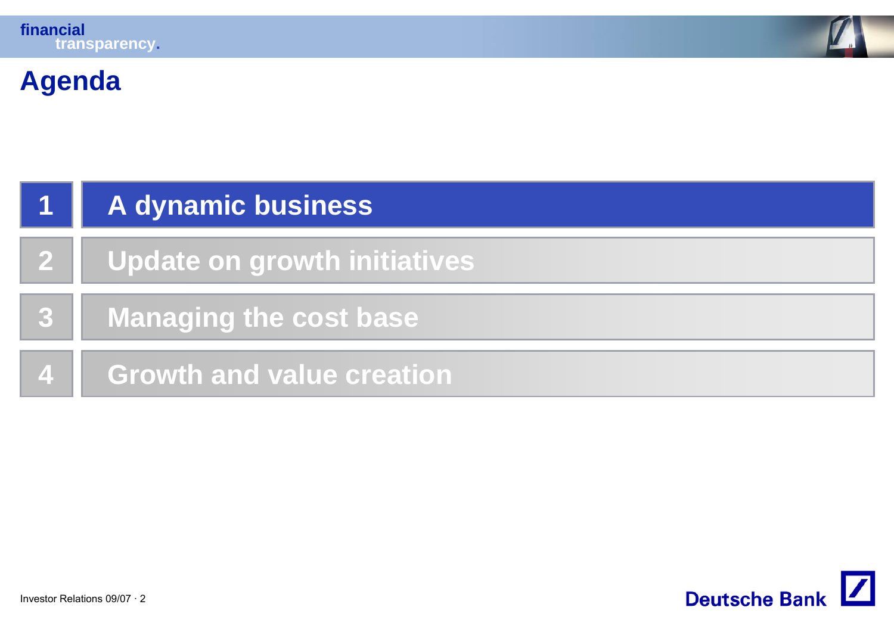# Agenda

1. A dynamic business
2. Update on growth initiatives
3. Managing the cost base
4. Growth and value creation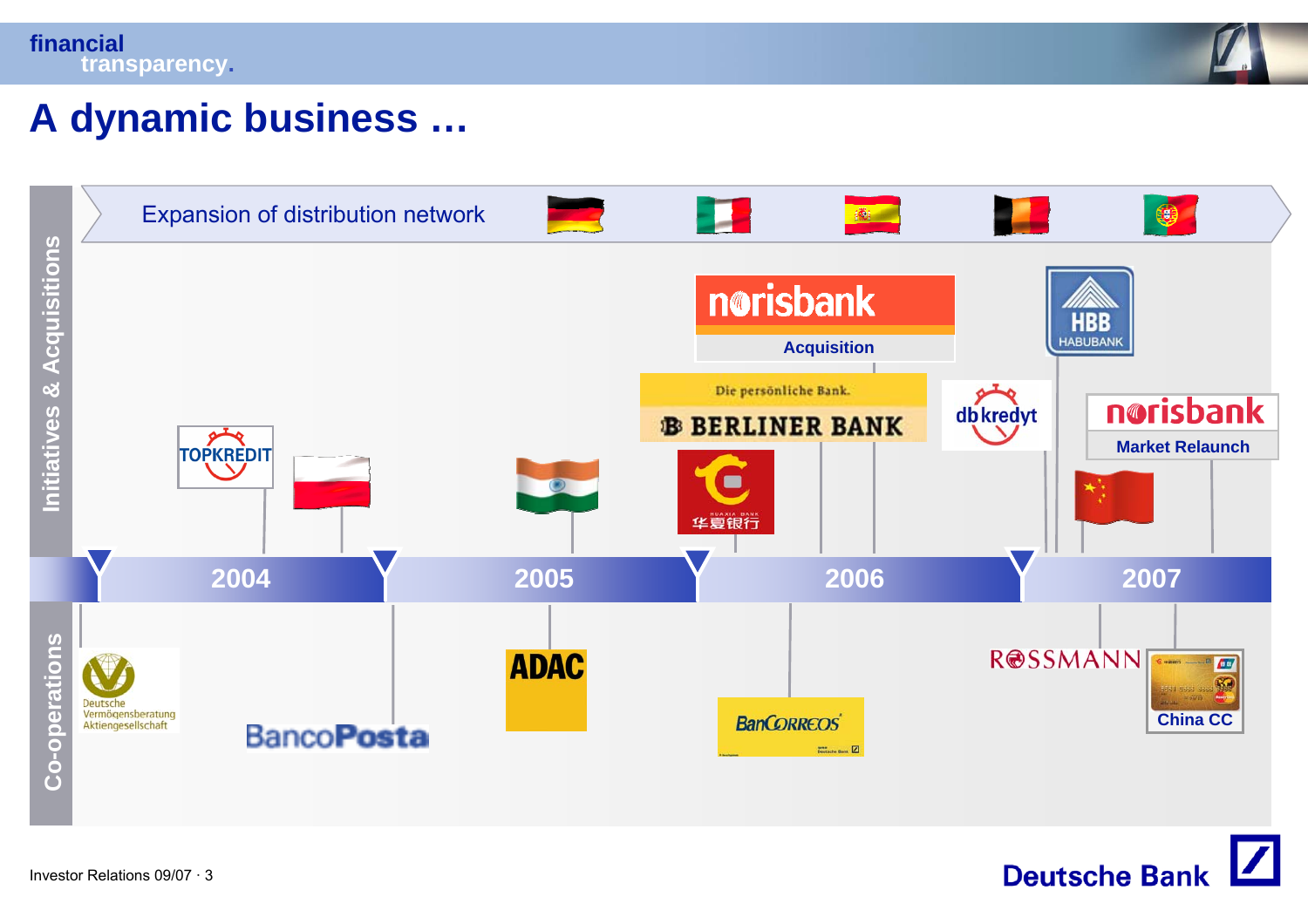# A dynamic business …

**Expansion of distribution network**

**Initiatives & Acquisitions**

- TOPKREDIT
- norisbank Acquisition
- Die persönliche Bank. BERLINER BANK
- 华夏银行 HUAXIA BANK
- db kredyt
- HBB HABUBANK
- norisbank Market Relaunch

**2004 | 2005 | 2006 | 2007**

**Co-operations**

- Deutsche Vermögensberatung Aktiengesellschaft
- BancoPosta
- ADAC
- BanCorreos
- ROSSMANN
- China CC

Investor Relations 09/07 · 3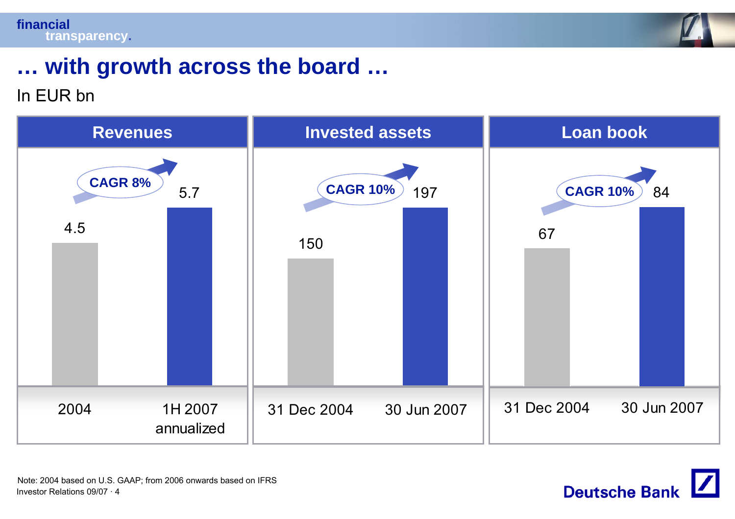# … with growth across the board …

In EUR bn

## Revenues

CAGR 8%

| 2004 | 1H 2007 annualized |
|---|---|
| 4.5 | 5.7 |

## Invested assets

CAGR 10%

| 31 Dec 2004 | 30 Jun 2007 |
|---|---|
| 150 | 197 |

## Loan book

CAGR 10%

| 31 Dec 2004 | 30 Jun 2007 |
|---|---|
| 67 | 84 |

Note: 2004 based on U.S. GAAP; from 2006 onwards based on IFRS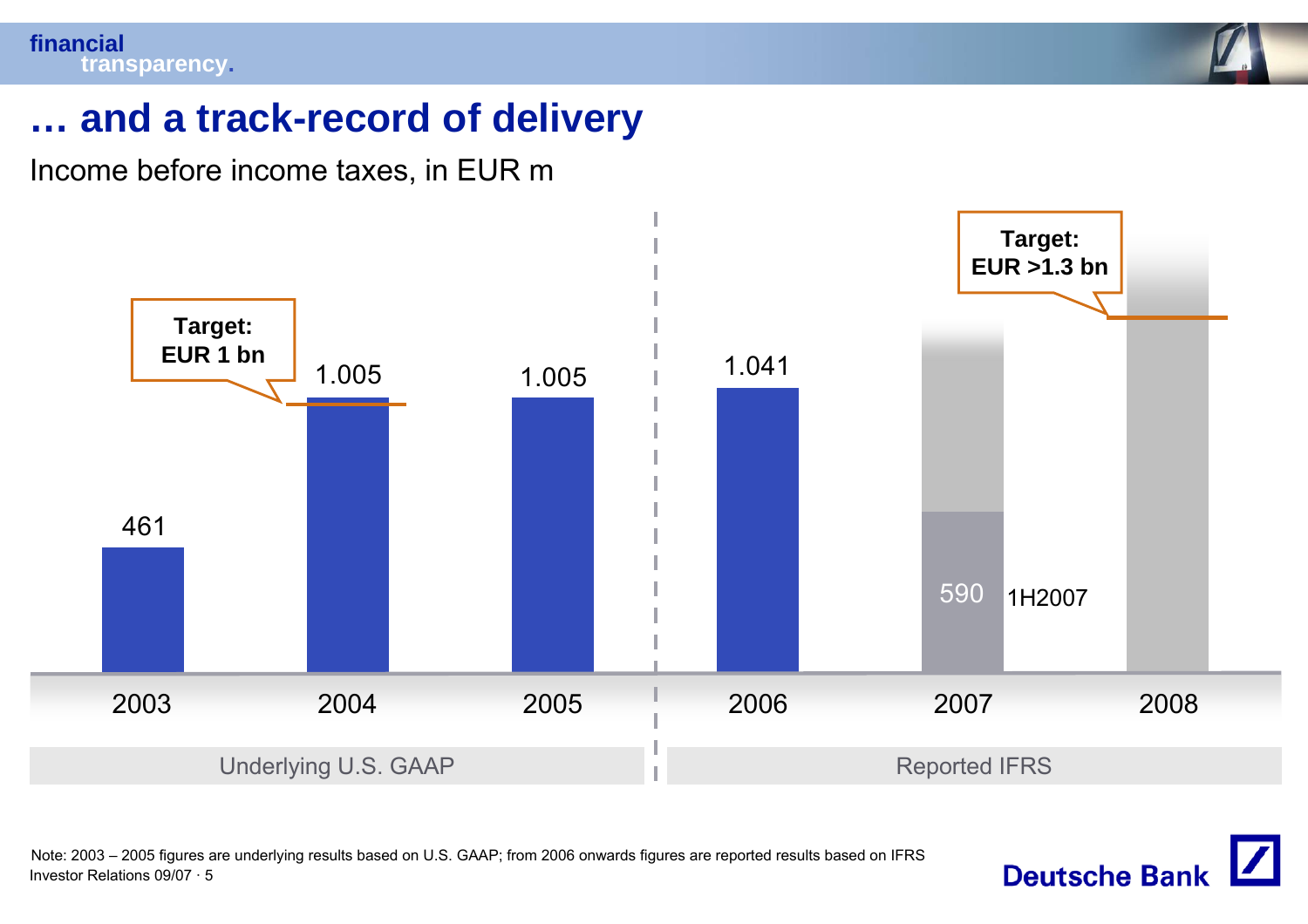## … and a track-record of delivery

Income before income taxes, in EUR m

| | 2003 | 2004 | 2005 | 2006 | 2007 | 2008 |
|---|---|---|---|---|---|---|
| Income before income taxes | 461 | 1.005 | 1.005 | 1.041 | 590 (1H2007) | |
| Target | | EUR 1 bn | | | | EUR >1.3 bn |
| Basis | Underlying U.S. GAAP | | | Reported IFRS | | |

Note: 2003 – 2005 figures are underlying results based on U.S. GAAP; from 2006 onwards figures are reported results based on IFRS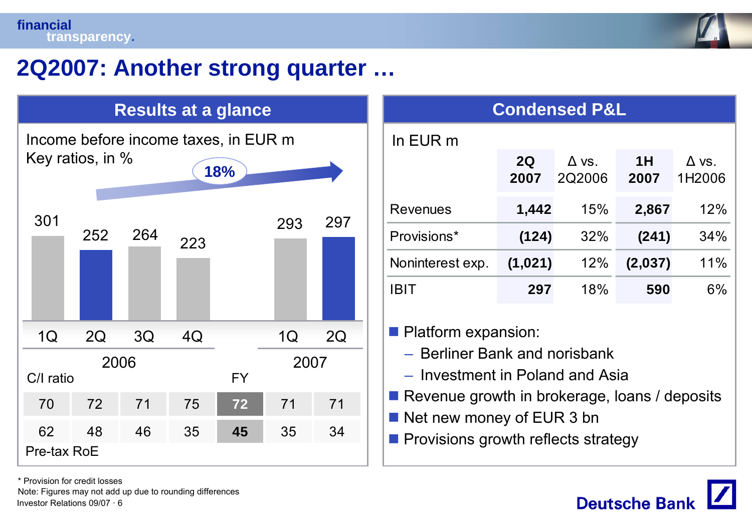# 2Q2007: Another strong quarter …

## Results at a glance

Income before income taxes, in EUR m
Key ratios, in %

18%

| | 2006 1Q | 2006 2Q | 2006 3Q | 2006 4Q | FY | 2007 1Q | 2007 2Q |
|---|---|---|---|---|---|---|---|
| Income before income taxes | 301 | 252 | 264 | 223 | | 293 | 297 |
| C/I ratio | 70 | 72 | 71 | 75 | **72** | 71 | 71 |
| Pre-tax RoE | 62 | 48 | 46 | 35 | **45** | 35 | 34 |

## Condensed P&L

In EUR m

| | 2Q 2007 | Δ vs. 2Q2006 | 1H 2007 | Δ vs. 1H2006 |
|---|---|---|---|---|
| Revenues | **1,442** | 15% | **2,867** | 12% |
| Provisions* | **(124)** | 32% | **(241)** | 34% |
| Noninterest exp. | **(1,021)** | 12% | **(2,037)** | 11% |
| IBIT | **297** | 18% | **590** | 6% |

- Platform expansion:
  - Berliner Bank and norisbank
  - Investment in Poland and Asia
- Revenue growth in brokerage, loans / deposits
- Net new money of EUR 3 bn
- Provisions growth reflects strategy

\* Provision for credit losses
Note: Figures may not add up due to rounding differences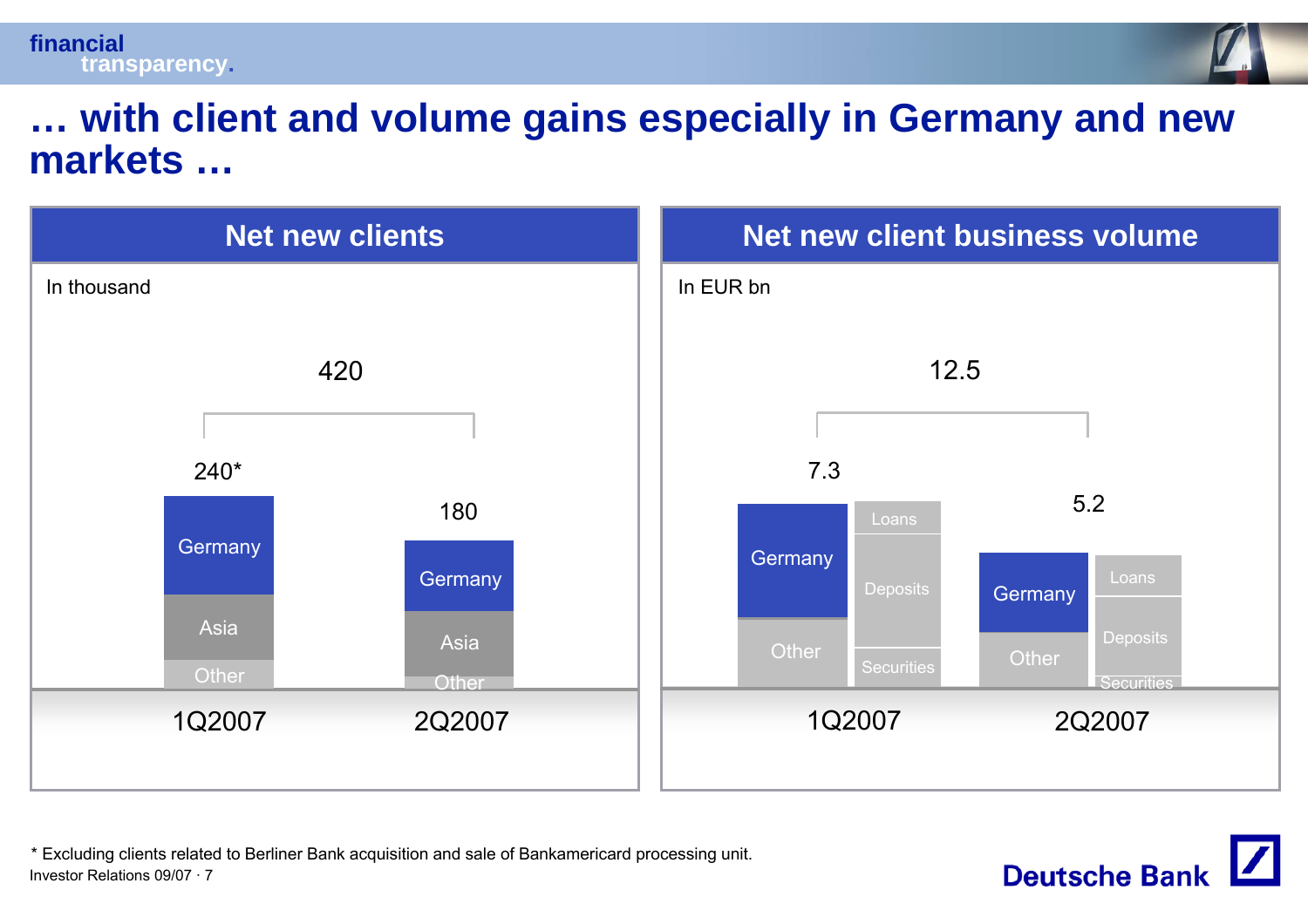# … with client and volume gains especially in Germany and new markets …

## Net new clients

In thousand

| | 1Q2007 | 2Q2007 |
|---|---|---|
| Total | 240* | 180 |
| Components | Germany, Asia, Other | Germany, Asia, Other |

Combined 1Q2007 and 2Q2007: 420

## Net new client business volume

In EUR bn

| | 1Q2007 | 2Q2007 |
|---|---|---|
| Total | 7.3 | 5.2 |
| By region | Germany, Other | Germany, Other |
| By product | Loans, Deposits, Securities | Loans, Deposits, Securities |

Combined 1Q2007 and 2Q2007: 12.5

\* Excluding clients related to Berliner Bank acquisition and sale of Bankamericard processing unit.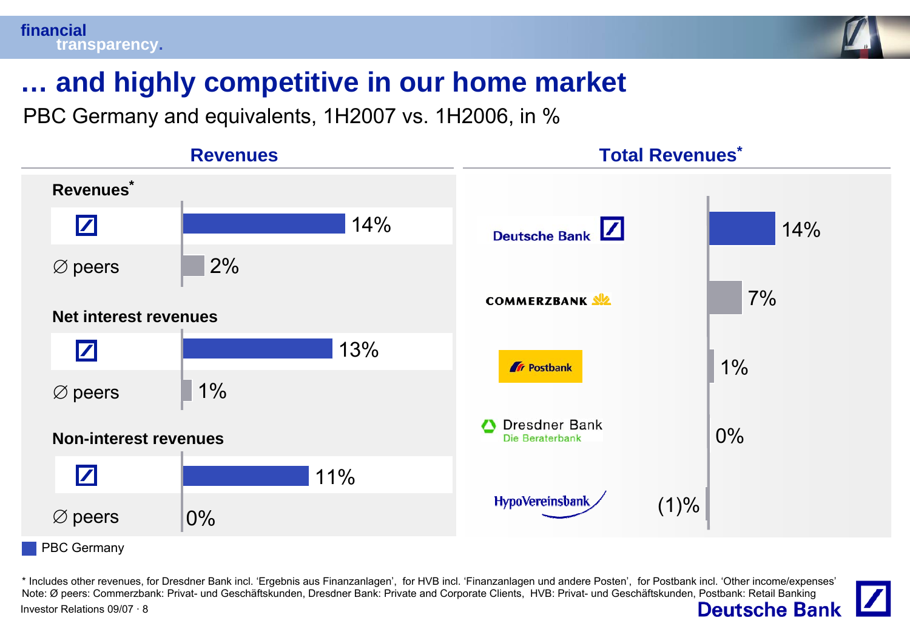# … and highly competitive in our home market

PBC Germany and equivalents, 1H2007 vs. 1H2006, in %

## Revenues

| | Deutsche Bank | ∅ peers |
|---|---|---|
| Revenues* | 14% | 2% |
| Net interest revenues | 13% | 1% |
| Non-interest revenues | 11% | 0% |

■ PBC Germany

## Total Revenues*

| Bank | Total Revenues |
|---|---|
| Deutsche Bank | 14% |
| Commerzbank | 7% |
| Postbank | 1% |
| Dresdner Bank – Die Beraterbank | 0% |
| HypoVereinsbank | (1)% |

\* Includes other revenues, for Dresdner Bank incl. 'Ergebnis aus Finanzanlagen', for HVB incl. 'Finanzanlagen und andere Posten', for Postbank incl. 'Other income/expenses'

Note: Ø peers: Commerzbank: Privat- und Geschäftskunden, Dresdner Bank: Private and Corporate Clients, HVB: Privat- und Geschäftskunden, Postbank: Retail Banking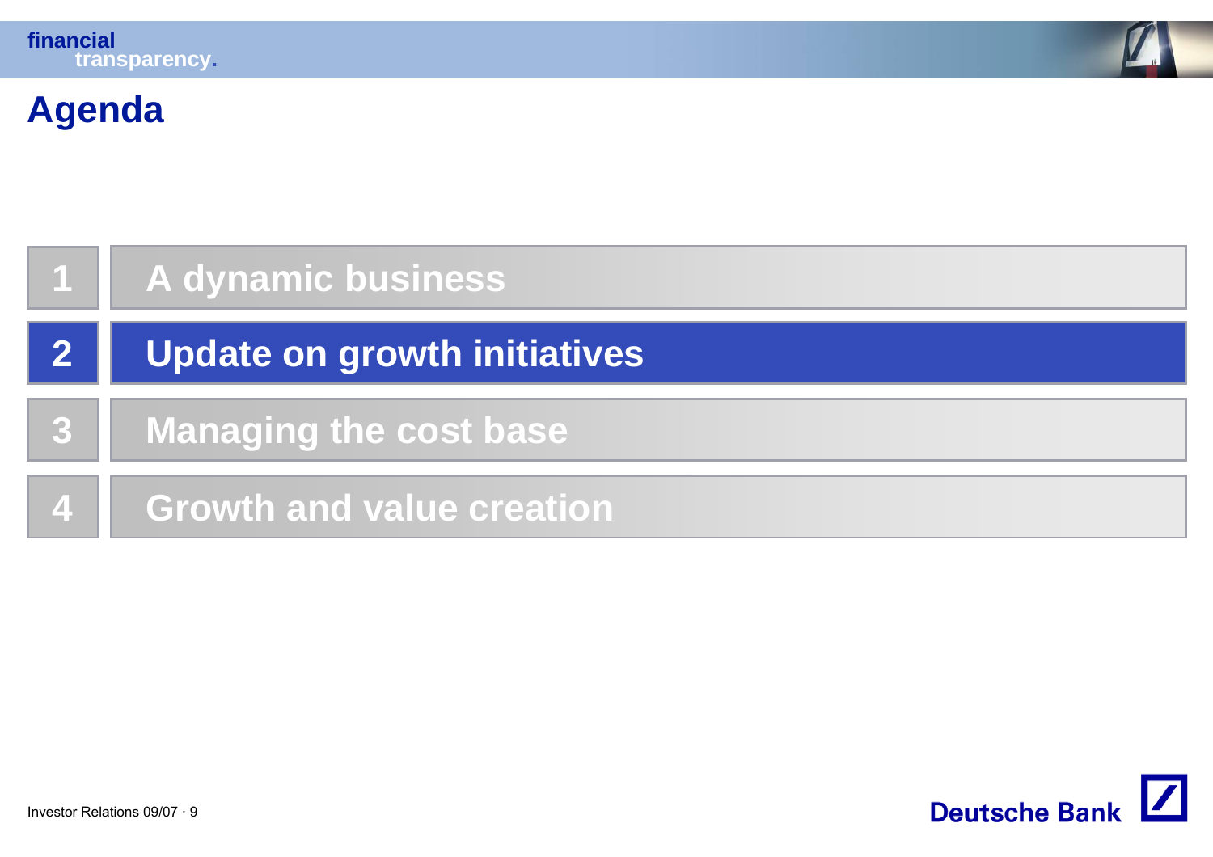# Agenda

1. A dynamic business
2. **Update on growth initiatives**
3. Managing the cost base
4. Growth and value creation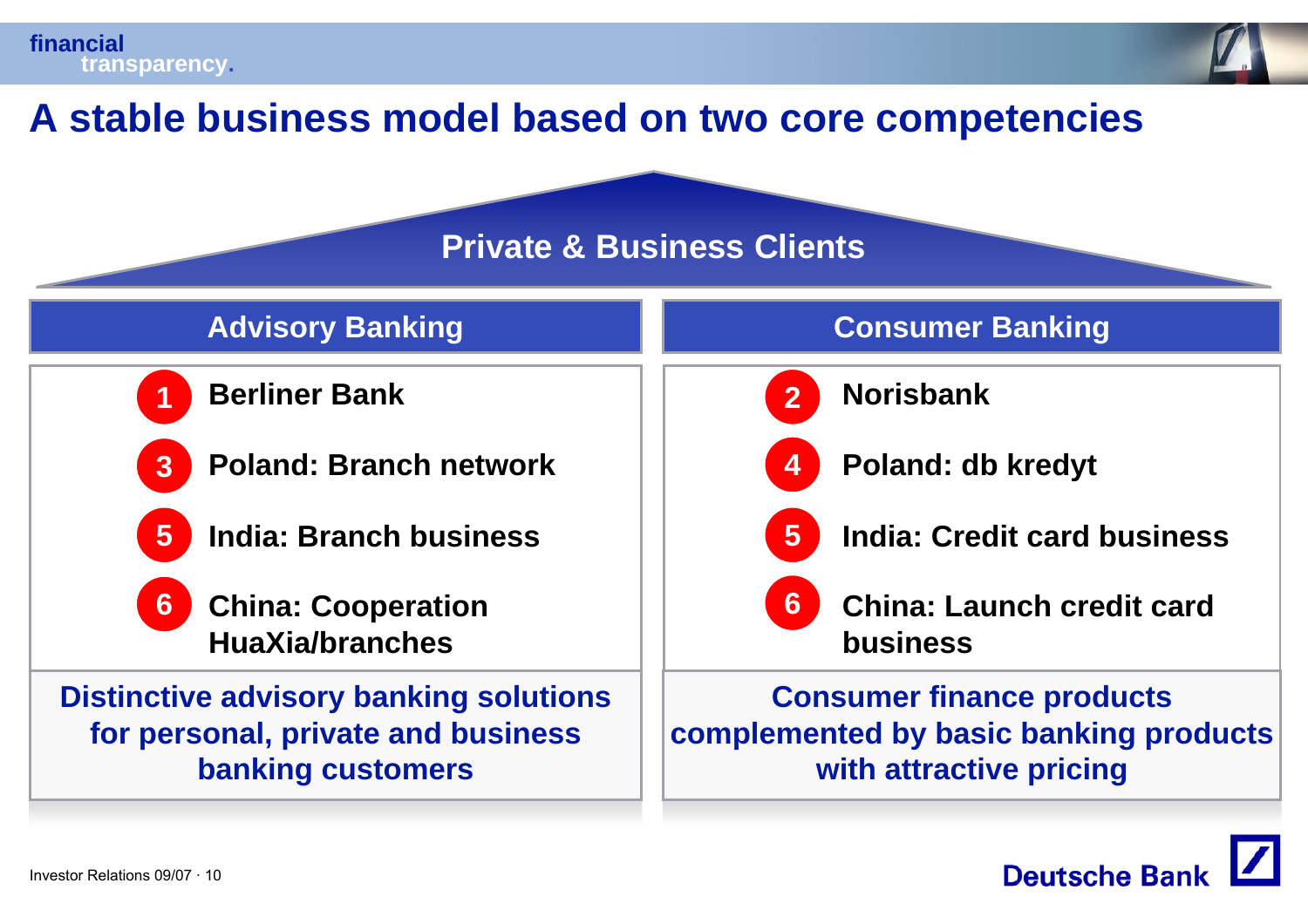# A stable business model based on two core competencies

## Private & Business Clients

| Advisory Banking | Consumer Banking |
|---|---|
| 1 Berliner Bank | 2 Norisbank |
| 3 Poland: Branch network | 4 Poland: db kredyt |
| 5 India: Branch business | 5 India: Credit card business |
| 6 China: Cooperation HuaXia/branches | 6 China: Launch credit card business |
| **Distinctive advisory banking solutions for personal, private and business banking customers** | **Consumer finance products complemented by basic banking products with attractive pricing** |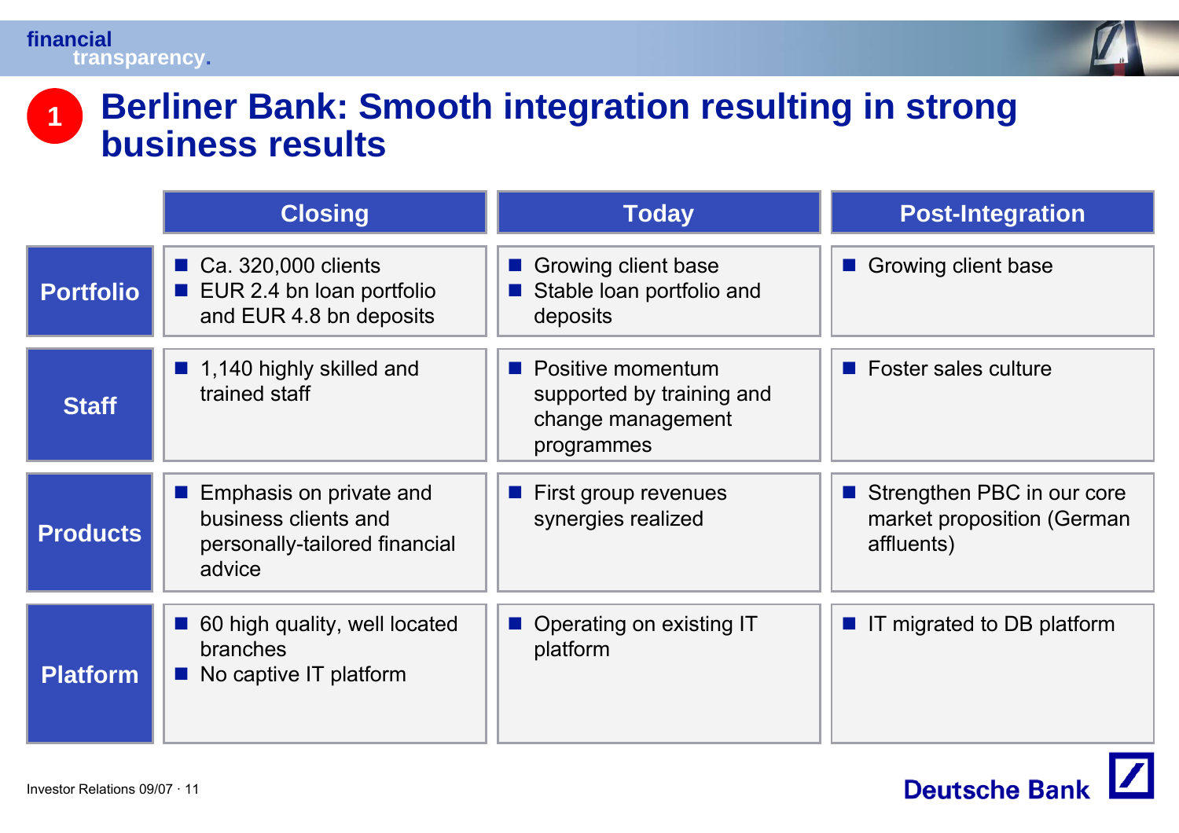# 1 Berliner Bank: Smooth integration resulting in strong business results

| | Closing | Today | Post-Integration |
|---|---|---|---|
| **Portfolio** | ■ Ca. 320,000 clients<br>■ EUR 2.4 bn loan portfolio and EUR 4.8 bn deposits | ■ Growing client base<br>■ Stable loan portfolio and deposits | ■ Growing client base |
| **Staff** | ■ 1,140 highly skilled and trained staff | ■ Positive momentum supported by training and change management programmes | ■ Foster sales culture |
| **Products** | ■ Emphasis on private and business clients and personally-tailored financial advice | ■ First group revenues synergies realized | ■ Strengthen PBC in our core market proposition (German affluents) |
| **Platform** | ■ 60 high quality, well located branches<br>■ No captive IT platform | ■ Operating on existing IT platform | ■ IT migrated to DB platform |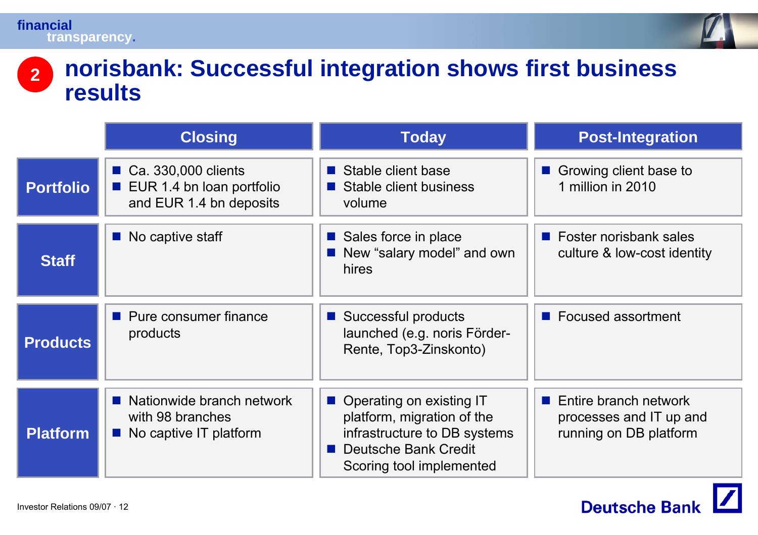## 2 norisbank: Successful integration shows first business results

| | Closing | Today | Post-Integration |
|---|---|---|---|
| **Portfolio** | ■ Ca. 330,000 clients<br>■ EUR 1.4 bn loan portfolio and EUR 1.4 bn deposits | ■ Stable client base<br>■ Stable client business volume | ■ Growing client base to 1 million in 2010 |
| **Staff** | ■ No captive staff | ■ Sales force in place<br>■ New "salary model" and own hires | ■ Foster norisbank sales culture & low-cost identity |
| **Products** | ■ Pure consumer finance products | ■ Successful products launched (e.g. noris Förder-Rente, Top3-Zinskonto) | ■ Focused assortment |
| **Platform** | ■ Nationwide branch network with 98 branches<br>■ No captive IT platform | ■ Operating on existing IT platform, migration of the infrastructure to DB systems<br>■ Deutsche Bank Credit Scoring tool implemented | ■ Entire branch network processes and IT up and running on DB platform |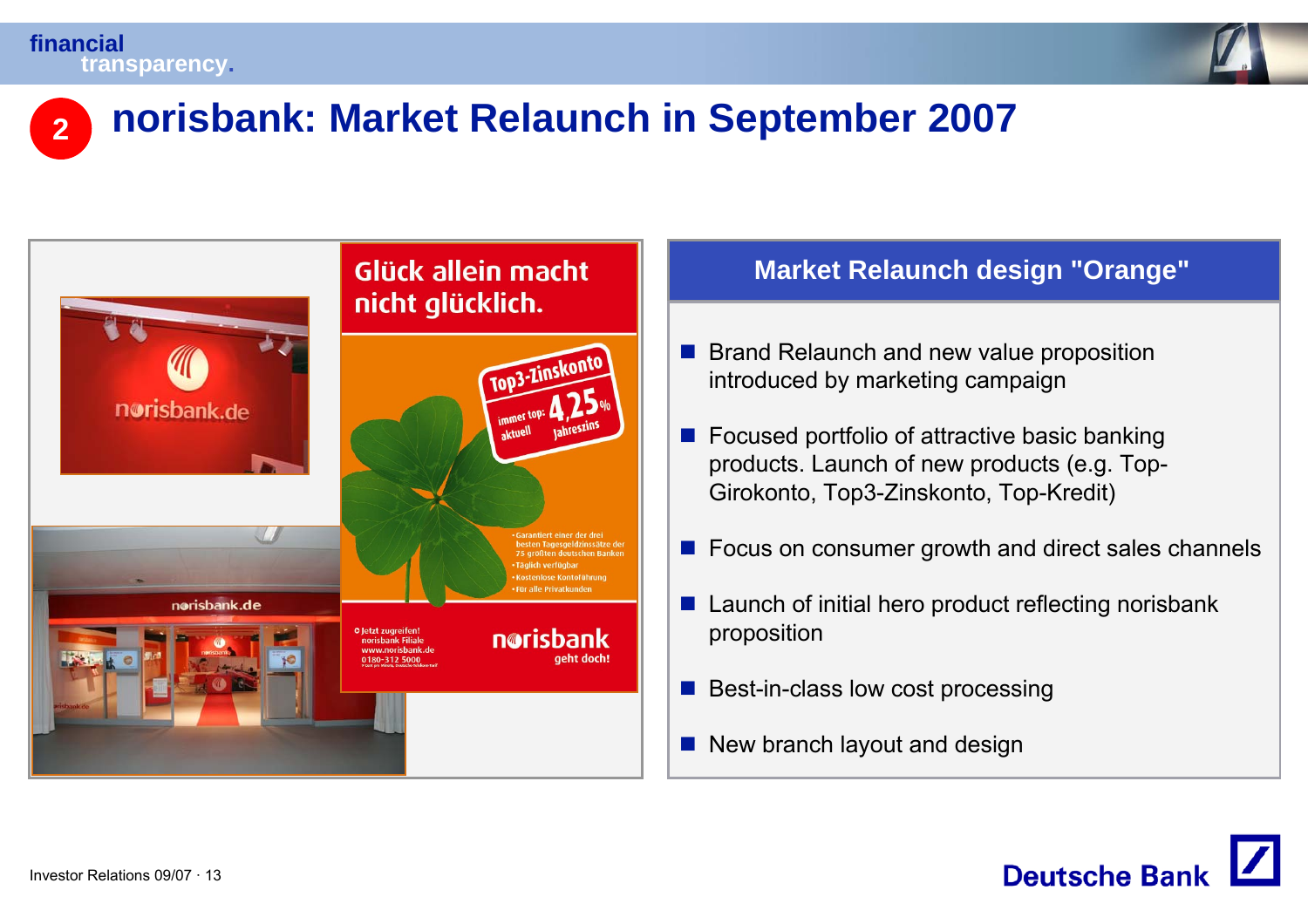# norisbank: Market Relaunch in September 2007

Glück allein macht nicht glücklich.

Top3-Zinskonto
immer top: 4,25% Jahreszins
aktuell

- Garantiert einer der drei besten Tagesgeldzinssätze der 75 größten deutschen Banken
- Täglich verfügbar
- Kostenlose Kontoführung
- Für alle Privatkunden

Jetzt zugreifen!
norisbank Filiale
www.norisbank.de
0180-312 5000

norisbank
geht doch!

## Market Relaunch design "Orange"

- Brand Relaunch and new value proposition introduced by marketing campaign
- Focused portfolio of attractive basic banking products. Launch of new products (e.g. Top-Girokonto, Top3-Zinskonto, Top-Kredit)
- Focus on consumer growth and direct sales channels
- Launch of initial hero product reflecting norisbank proposition
- Best-in-class low cost processing
- New branch layout and design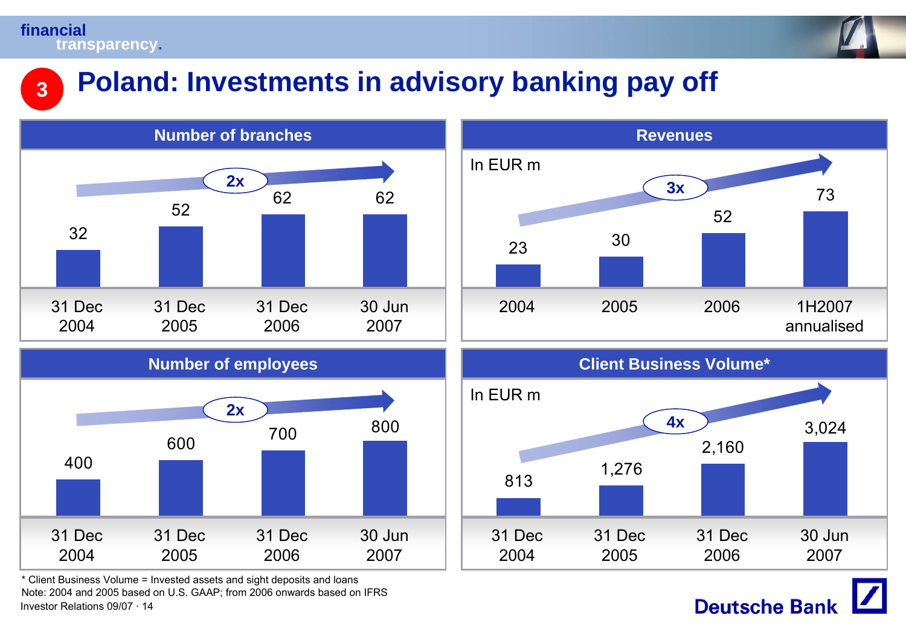# 3 Poland: Investments in advisory banking pay off

## Number of branches

2x

| 31 Dec 2004 | 31 Dec 2005 | 31 Dec 2006 | 30 Jun 2007 |
|---|---|---|---|
| 32 | 52 | 62 | 62 |

## Revenues

In EUR m

3x

| 2004 | 2005 | 2006 | 1H2007 annualised |
|---|---|---|---|
| 23 | 30 | 52 | 73 |

## Number of employees

2x

| 31 Dec 2004 | 31 Dec 2005 | 31 Dec 2006 | 30 Jun 2007 |
|---|---|---|---|
| 400 | 600 | 700 | 800 |

## Client Business Volume*

In EUR m

4x

| 31 Dec 2004 | 31 Dec 2005 | 31 Dec 2006 | 30 Jun 2007 |
|---|---|---|---|
| 813 | 1,276 | 2,160 | 3,024 |

* Client Business Volume = Invested assets and sight deposits and loans

Note: 2004 and 2005 based on U.S. GAAP; from 2006 onwards based on IFRS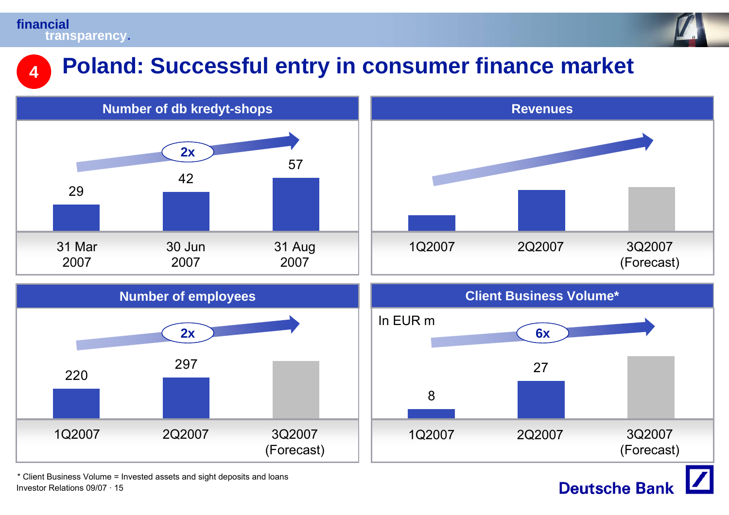# Poland: Successful entry in consumer finance market

## Number of db kredyt-shops

| 31 Mar 2007 | 30 Jun 2007 | 31 Aug 2007 |
|---|---|---|
| 29 | 42 | 57 |

2x

## Revenues

| 1Q2007 | 2Q2007 | 3Q2007 (Forecast) |
|---|---|---|

## Number of employees

| 1Q2007 | 2Q2007 | 3Q2007 (Forecast) |
|---|---|---|
| 220 | 297 | |

2x

## Client Business Volume*

In EUR m

| 1Q2007 | 2Q2007 | 3Q2007 (Forecast) |
|---|---|---|
| 8 | 27 | |

6x

\* Client Business Volume = Invested assets and sight deposits and loans

Investor Relations 09/07 · 15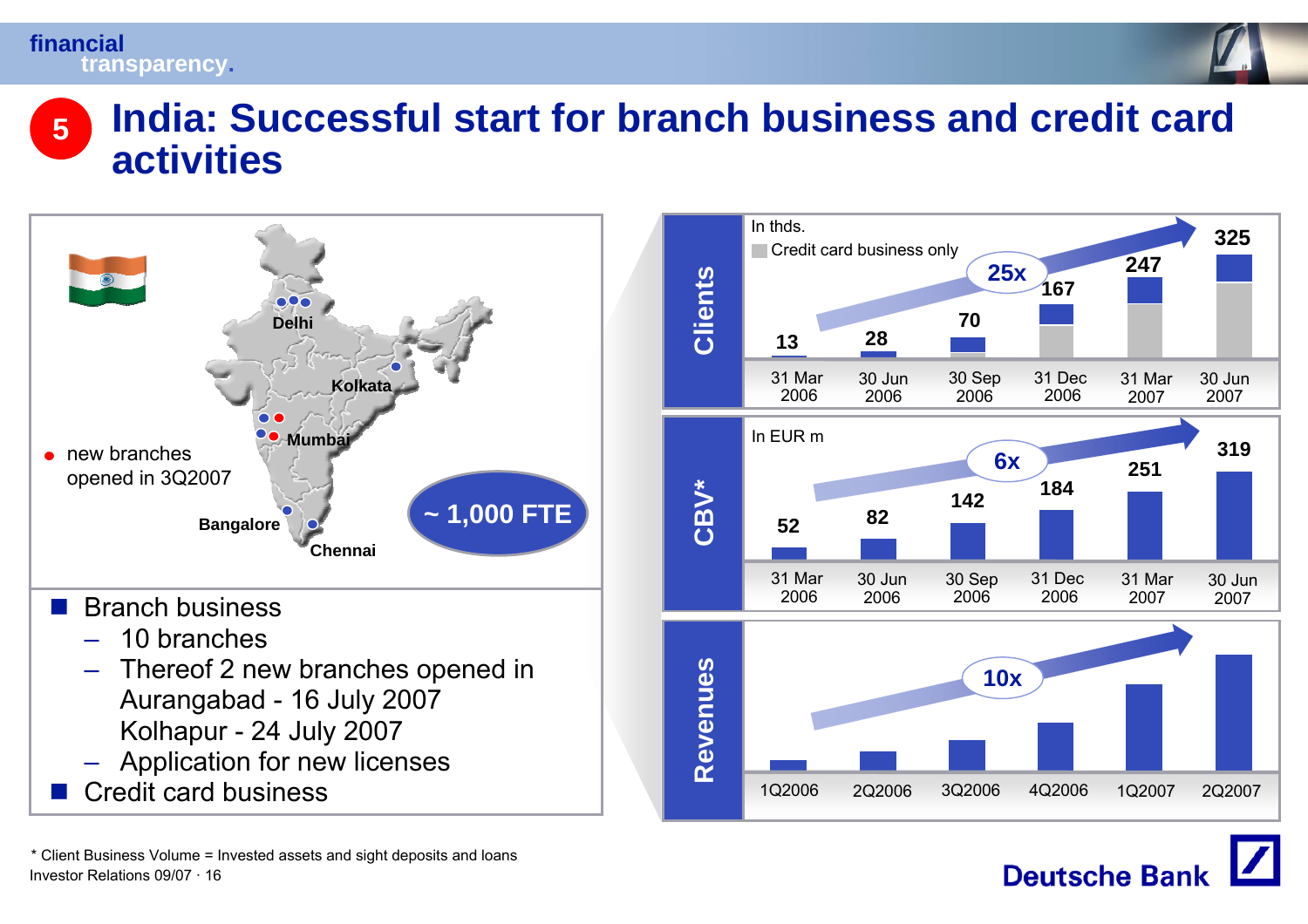# 5 India: Successful start for branch business and credit card activities

Delhi, Kolkata, Mumbai, Bangalore, Chennai

● new branches opened in 3Q2007

~ 1,000 FTE

- Branch business
  - 10 branches
  - Thereof 2 new branches opened in Aurangabad - 16 July 2007 Kolhapur - 24 July 2007
  - Application for new licenses
- Credit card business

**Clients** (In thds.; Credit card business only shown in grey) — 25x

| 31 Mar 2006 | 30 Jun 2006 | 30 Sep 2006 | 31 Dec 2006 | 31 Mar 2007 | 30 Jun 2007 |
|---|---|---|---|---|---|
| 13 | 28 | 70 | 167 | 247 | 325 |

**CBV*** (In EUR m) — 6x

| 31 Mar 2006 | 30 Jun 2006 | 30 Sep 2006 | 31 Dec 2006 | 31 Mar 2007 | 30 Jun 2007 |
|---|---|---|---|---|---|
| 52 | 82 | 142 | 184 | 251 | 319 |

**Revenues** — 10x

1Q2006, 2Q2006, 3Q2006, 4Q2006, 1Q2007, 2Q2007

\* Client Business Volume = Invested assets and sight deposits and loans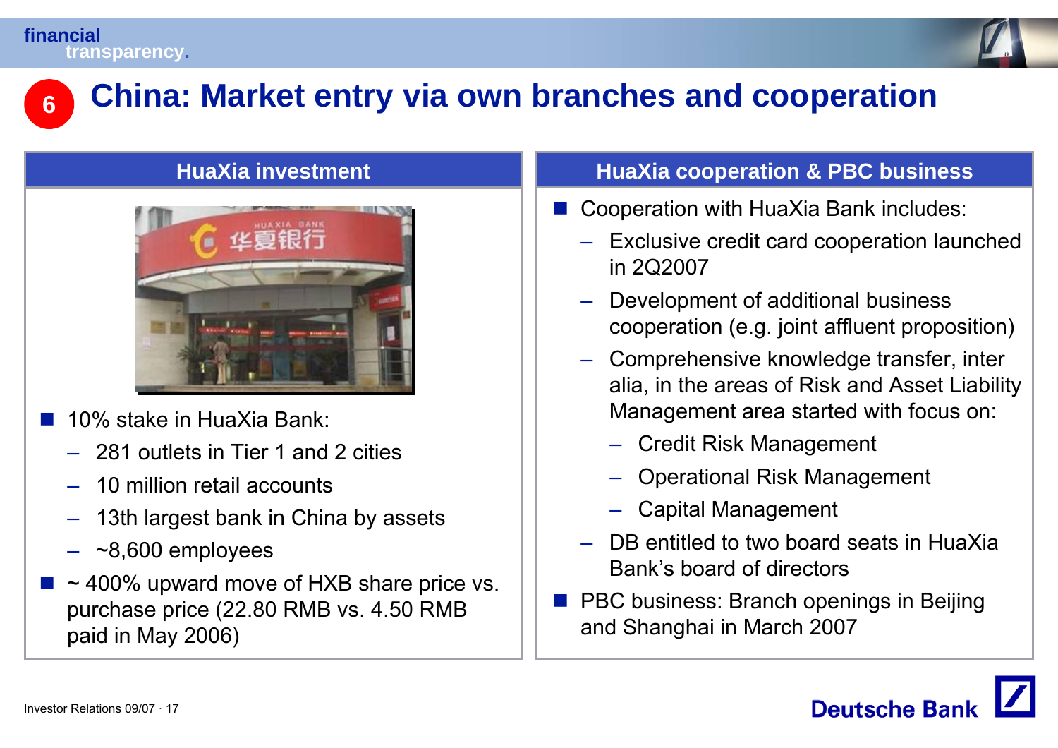# 6 China: Market entry via own branches and cooperation

## HuaXia investment

- 10% stake in HuaXia Bank:
  - 281 outlets in Tier 1 and 2 cities
  - 10 million retail accounts
  - 13th largest bank in China by assets
  - ~8,600 employees
- ~ 400% upward move of HXB share price vs. purchase price (22.80 RMB vs. 4.50 RMB paid in May 2006)

## HuaXia cooperation & PBC business

- Cooperation with HuaXia Bank includes:
  - Exclusive credit card cooperation launched in 2Q2007
  - Development of additional business cooperation (e.g. joint affluent proposition)
  - Comprehensive knowledge transfer, inter alia, in the areas of Risk and Asset Liability Management area started with focus on:
    - Credit Risk Management
    - Operational Risk Management
    - Capital Management
  - DB entitled to two board seats in HuaXia Bank's board of directors
- PBC business: Branch openings in Beijing and Shanghai in March 2007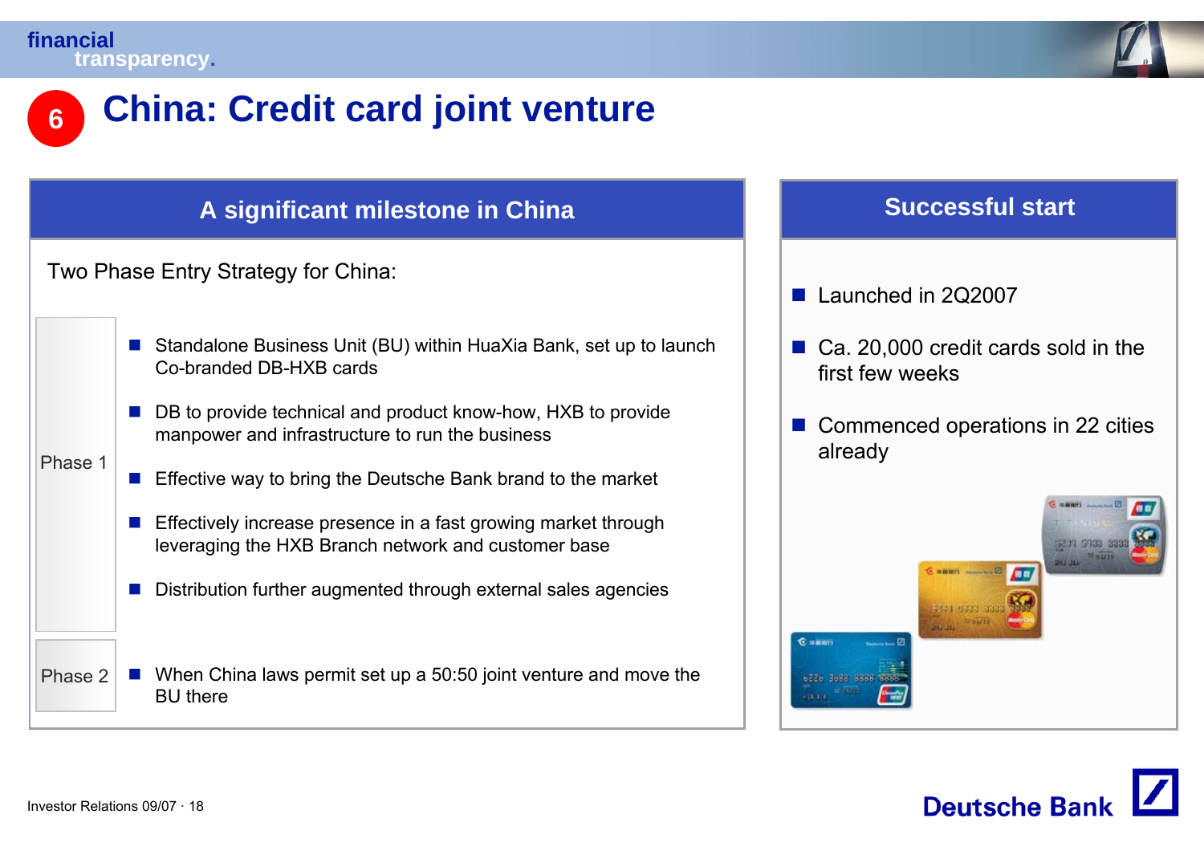# 6 China: Credit card joint venture

## A significant milestone in China

Two Phase Entry Strategy for China:

**Phase 1**

- Standalone Business Unit (BU) within HuaXia Bank, set up to launch Co-branded DB-HXB cards
- DB to provide technical and product know-how, HXB to provide manpower and infrastructure to run the business
- Effective way to bring the Deutsche Bank brand to the market
- Effectively increase presence in a fast growing market through leveraging the HXB Branch network and customer base
- Distribution further augmented through external sales agencies

**Phase 2**

- When China laws permit set up a 50:50 joint venture and move the BU there

## Successful start

- Launched in 2Q2007
- Ca. 20,000 credit cards sold in the first few weeks
- Commenced operations in 22 cities already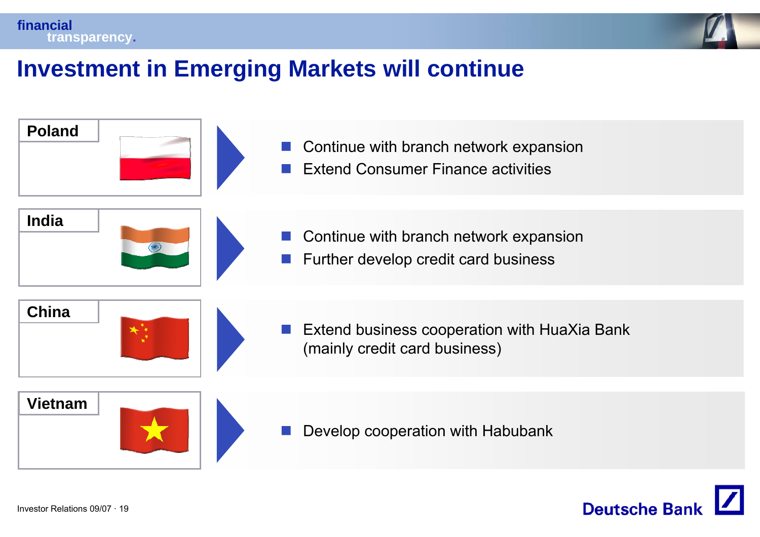# Investment in Emerging Markets will continue

## Poland

- Continue with branch network expansion
- Extend Consumer Finance activities

## India

- Continue with branch network expansion
- Further develop credit card business

## China

- Extend business cooperation with HuaXia Bank (mainly credit card business)

## Vietnam

- Develop cooperation with Habubank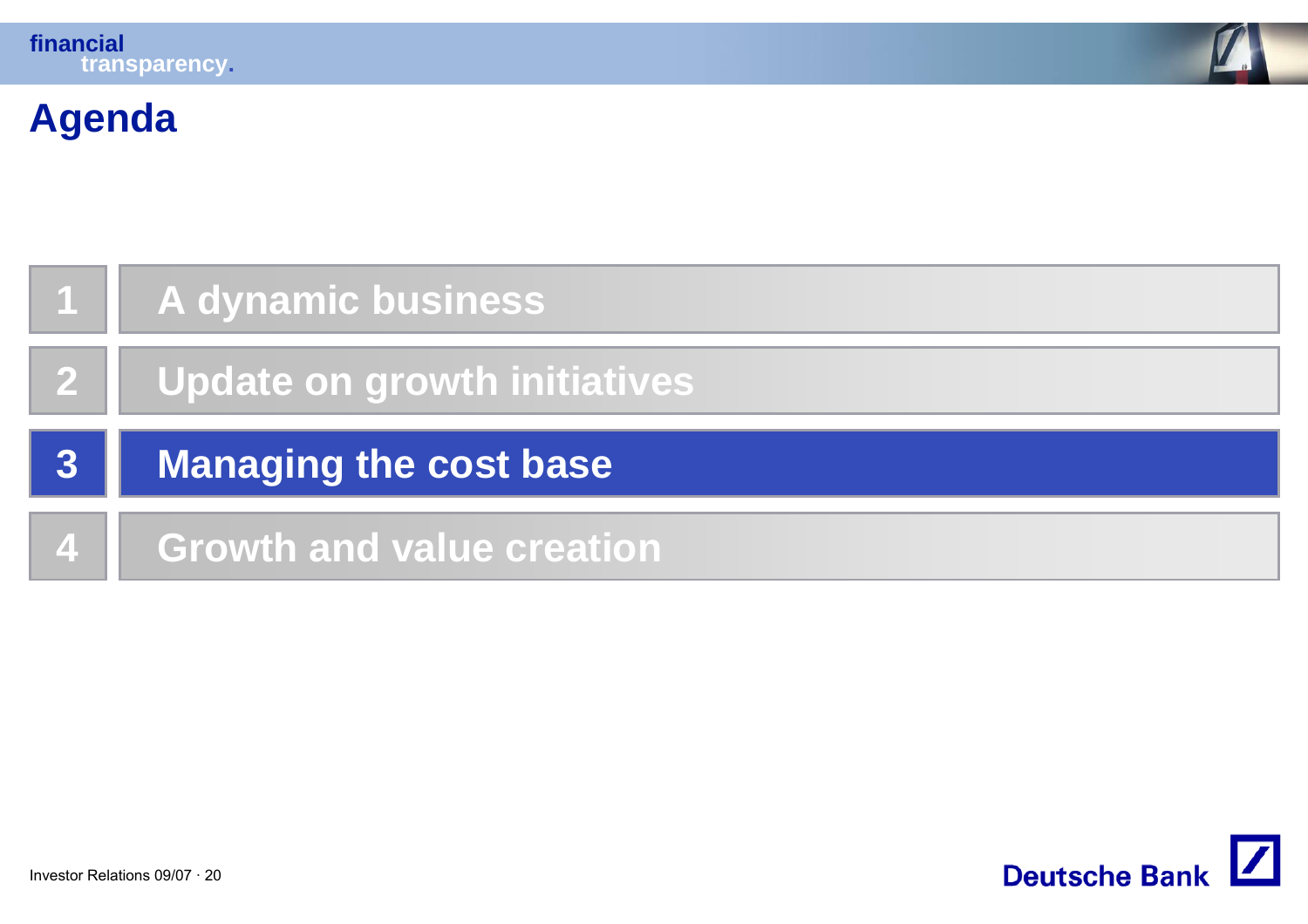# Agenda

1. A dynamic business
2. Update on growth initiatives
3. **Managing the cost base**
4. Growth and value creation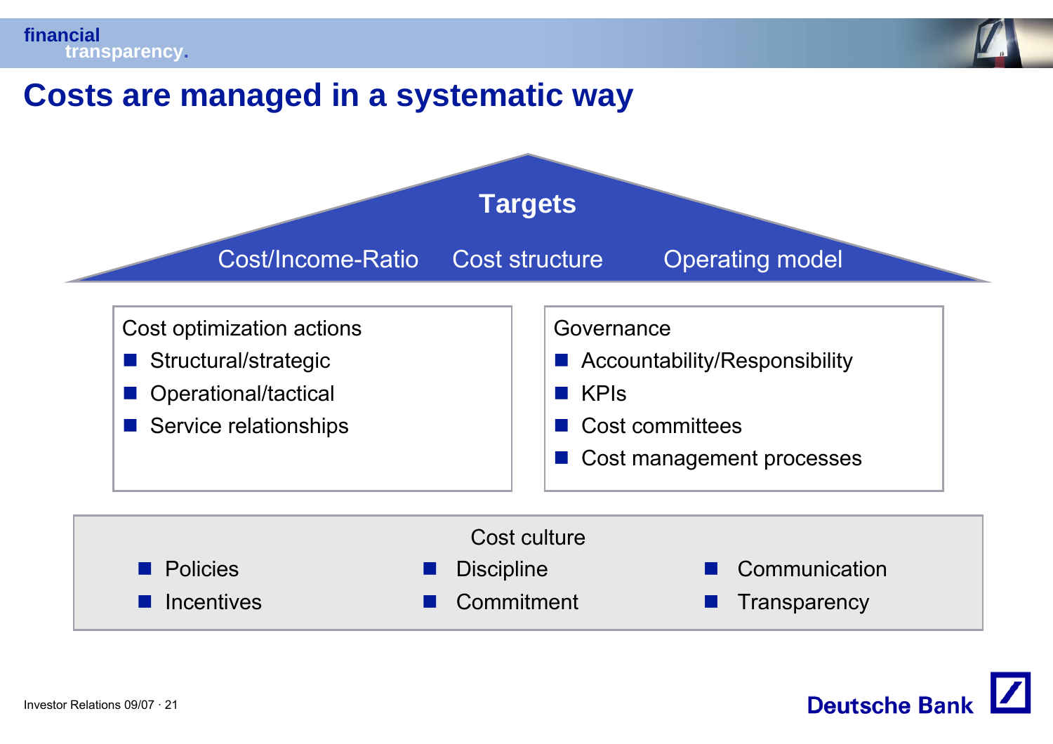# Costs are managed in a systematic way

## Targets

Cost/Income-Ratio | Cost structure | Operating model

**Cost optimization actions**

- Structural/strategic
- Operational/tactical
- Service relationships

**Governance**

- Accountability/Responsibility
- KPIs
- Cost committees
- Cost management processes

**Cost culture**

- Policies
- Incentives
- Discipline
- Commitment
- Communication
- Transparency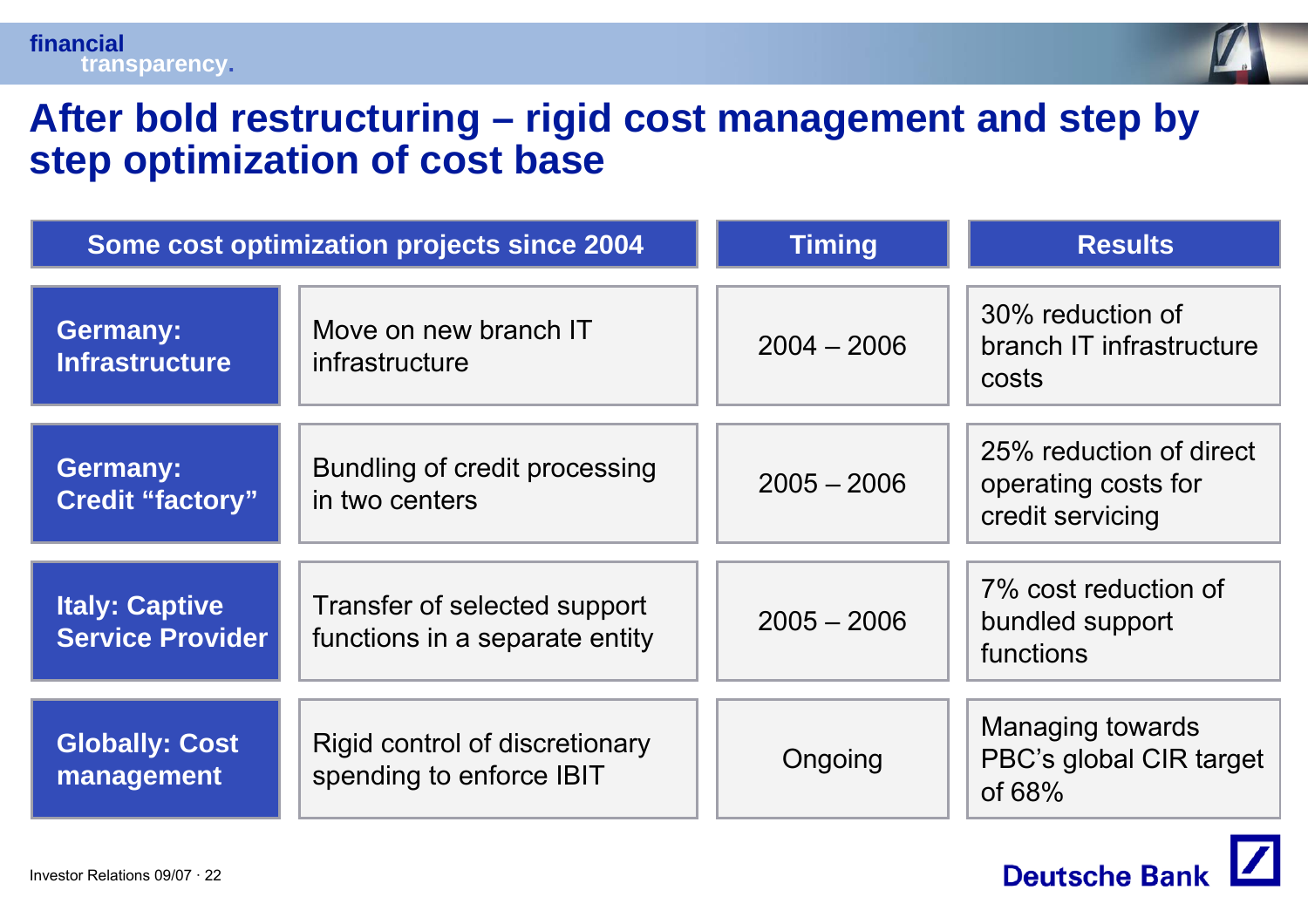# After bold restructuring – rigid cost management and step by step optimization of cost base

| Some cost optimization projects since 2004 | | Timing | Results |
|---|---|---|---|
| **Germany: Infrastructure** | Move on new branch IT infrastructure | 2004 – 2006 | 30% reduction of branch IT infrastructure costs |
| **Germany: Credit "factory"** | Bundling of credit processing in two centers | 2005 – 2006 | 25% reduction of direct operating costs for credit servicing |
| **Italy: Captive Service Provider** | Transfer of selected support functions in a separate entity | 2005 – 2006 | 7% cost reduction of bundled support functions |
| **Globally: Cost management** | Rigid control of discretionary spending to enforce IBIT | Ongoing | Managing towards PBC's global CIR target of 68% |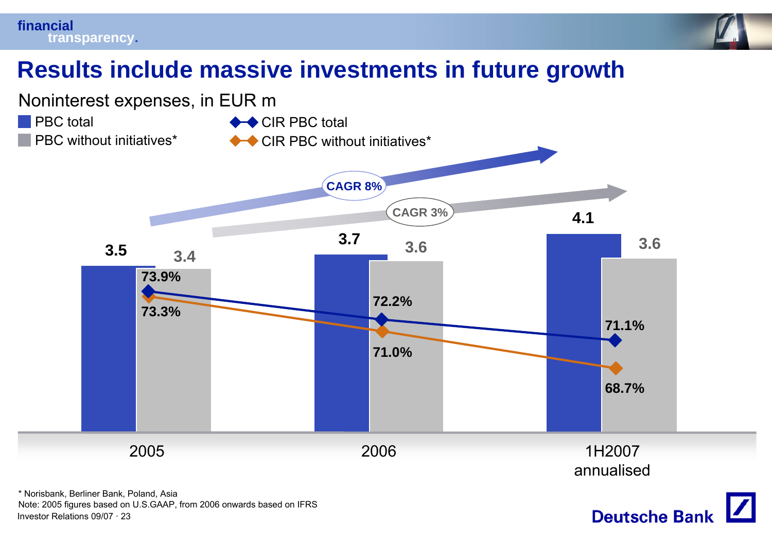# Results include massive investments in future growth

Noninterest expenses, in EUR m

| | PBC total | PBC without initiatives* | CIR PBC total | CIR PBC without initiatives* |
|---|---|---|---|---|
| 2005 | 3.5 | 3.4 | 73.9% | 73.3% |
| 2006 | 3.7 | 3.6 | 72.2% | 71.0% |
| 1H2007 annualised | 4.1 | 3.6 | 71.1% | 68.7% |

CAGR 8% (PBC total)

CAGR 3% (PBC without initiatives*)

\* Norisbank, Berliner Bank, Poland, Asia

Note: 2005 figures based on U.S.GAAP, from 2006 onwards based on IFRS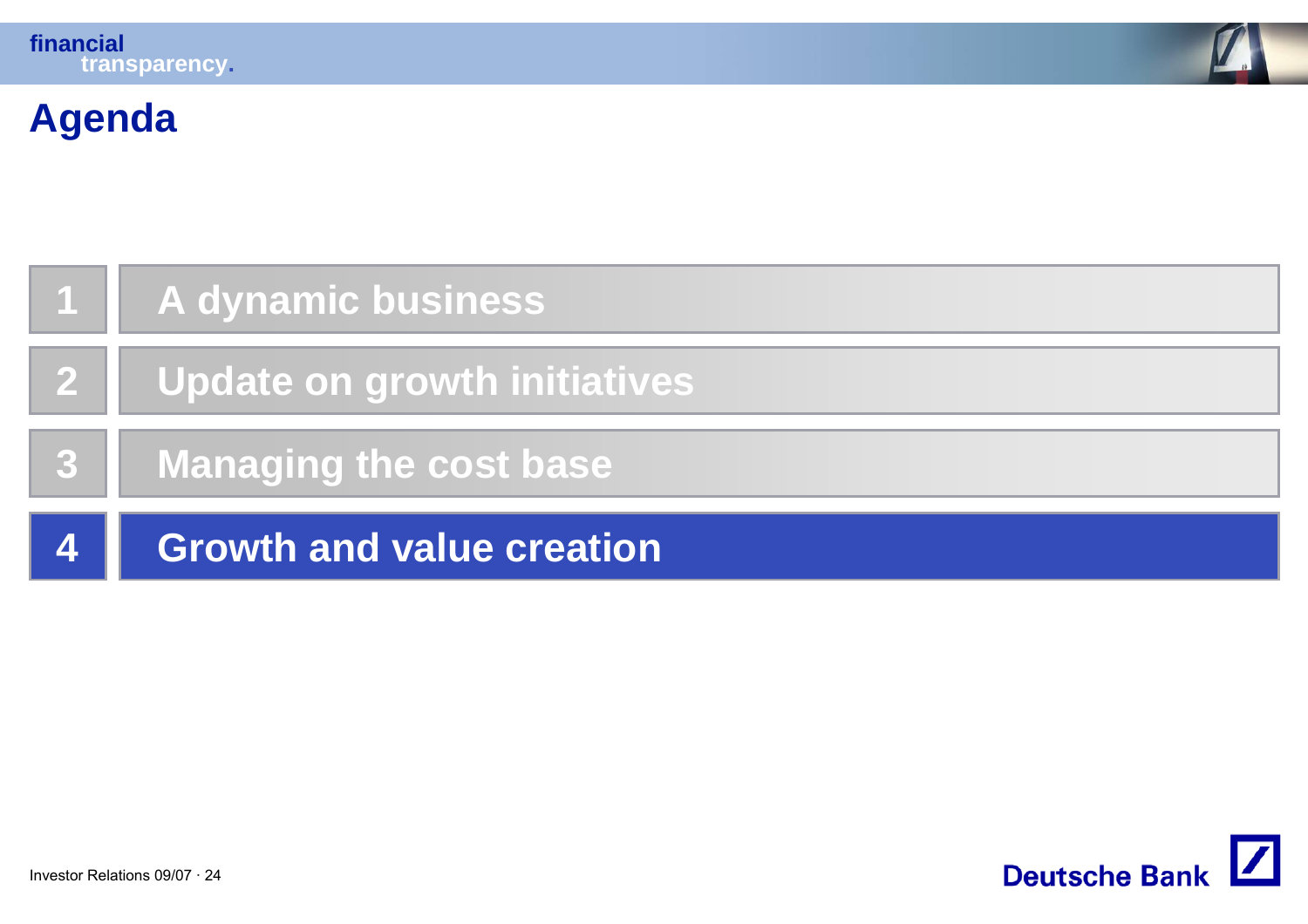# Agenda

1. A dynamic business
2. Update on growth initiatives
3. Managing the cost base
4. **Growth and value creation**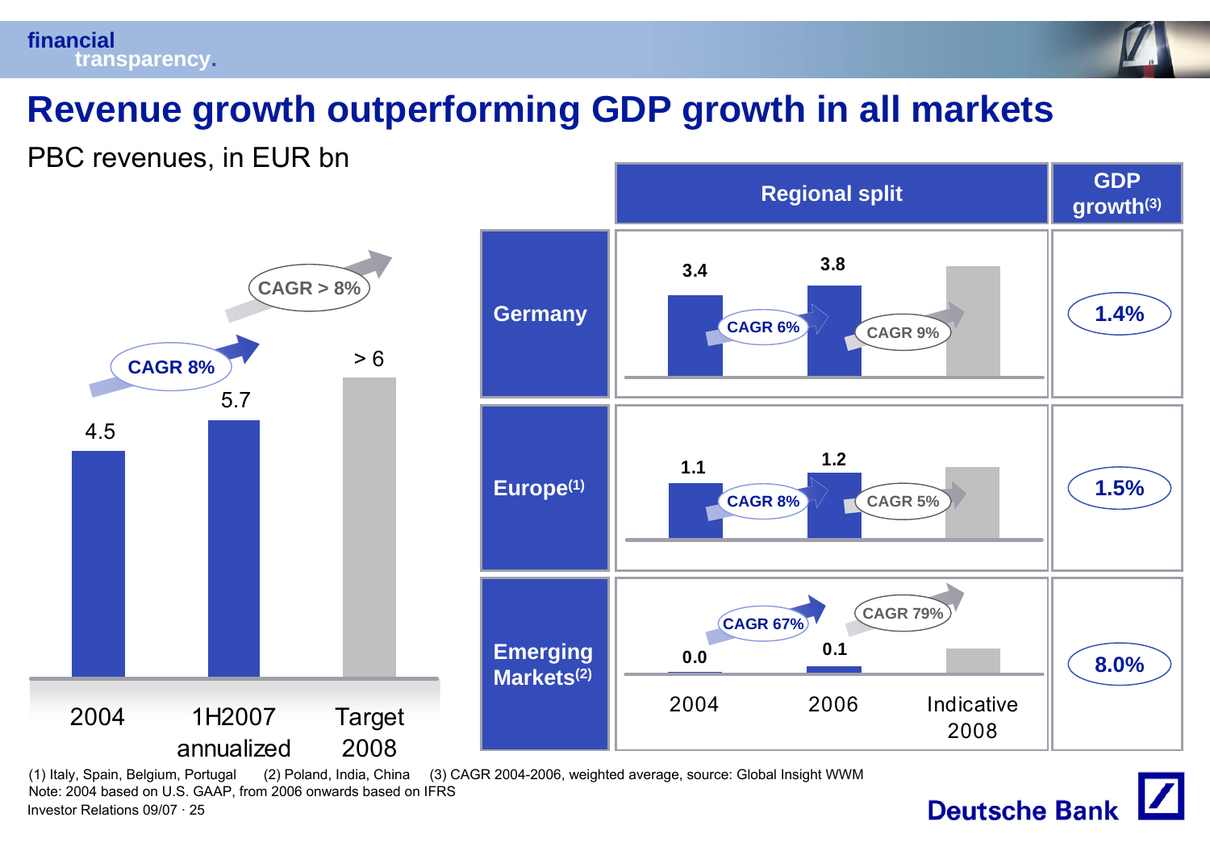# Revenue growth outperforming GDP growth in all markets

PBC revenues, in EUR bn

| | 2004 | 1H2007 annualized | Target 2008 |
|---|---|---|---|
| PBC revenues | 4.5 | 5.7 | > 6 |

CAGR 8% (2004 – 1H2007 annualized); CAGR > 8% (1H2007 annualized – Target 2008)

| Regional split | 2004 | 2006 | Indicative 2008 | CAGR 2004–2006 | CAGR 2006–2008 | GDP growth(3) |
|---|---|---|---|---|---|---|
| Germany | 3.4 | 3.8 | | CAGR 6% | CAGR 9% | 1.4% |
| Europe(1) | 1.1 | 1.2 | | CAGR 8% | CAGR 5% | 1.5% |
| Emerging Markets(2) | 0.0 | 0.1 | | CAGR 67% | CAGR 79% | 8.0% |

(1) Italy, Spain, Belgium, Portugal (2) Poland, India, China (3) CAGR 2004-2006, weighted average, source: Global Insight WWM

Note: 2004 based on U.S. GAAP, from 2006 onwards based on IFRS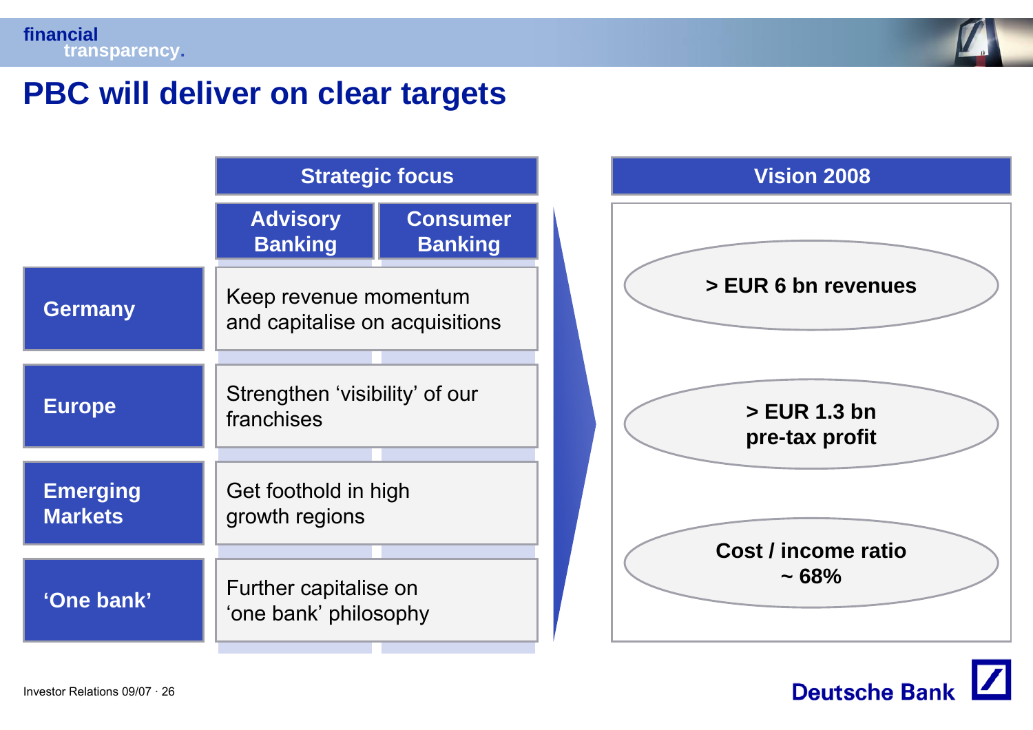# PBC will deliver on clear targets

| | Strategic focus | |
|---|---|---|
| | Advisory Banking | Consumer Banking |
| **Germany** | Keep revenue momentum and capitalise on acquisitions | |
| **Europe** | Strengthen 'visibility' of our franchises | |
| **Emerging Markets** | Get foothold in high growth regions | |
| **'One bank'** | Further capitalise on 'one bank' philosophy | |

## Vision 2008

- **> EUR 6 bn revenues**
- **> EUR 1.3 bn pre-tax profit**
- **Cost / income ratio ~ 68%**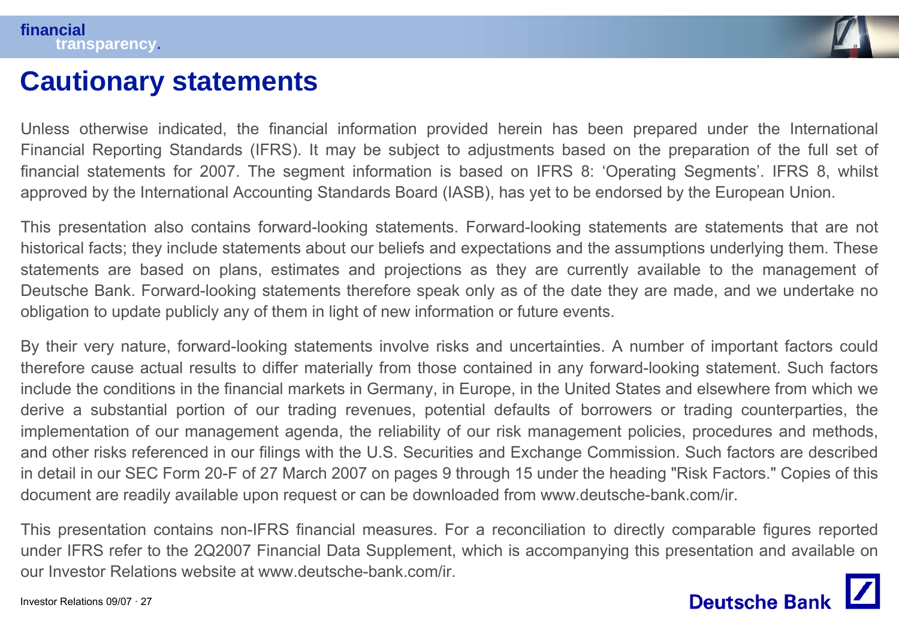# Cautionary statements

Unless otherwise indicated, the financial information provided herein has been prepared under the International Financial Reporting Standards (IFRS). It may be subject to adjustments based on the preparation of the full set of financial statements for 2007. The segment information is based on IFRS 8: 'Operating Segments'. IFRS 8, whilst approved by the International Accounting Standards Board (IASB), has yet to be endorsed by the European Union.

This presentation also contains forward-looking statements. Forward-looking statements are statements that are not historical facts; they include statements about our beliefs and expectations and the assumptions underlying them. These statements are based on plans, estimates and projections as they are currently available to the management of Deutsche Bank. Forward-looking statements therefore speak only as of the date they are made, and we undertake no obligation to update publicly any of them in light of new information or future events.

By their very nature, forward-looking statements involve risks and uncertainties. A number of important factors could therefore cause actual results to differ materially from those contained in any forward-looking statement. Such factors include the conditions in the financial markets in Germany, in Europe, in the United States and elsewhere from which we derive a substantial portion of our trading revenues, potential defaults of borrowers or trading counterparties, the implementation of our management agenda, the reliability of our risk management policies, procedures and methods, and other risks referenced in our filings with the U.S. Securities and Exchange Commission. Such factors are described in detail in our SEC Form 20-F of 27 March 2007 on pages 9 through 15 under the heading "Risk Factors." Copies of this document are readily available upon request or can be downloaded from www.deutsche-bank.com/ir.

This presentation contains non-IFRS financial measures. For a reconciliation to directly comparable figures reported under IFRS refer to the 2Q2007 Financial Data Supplement, which is accompanying this presentation and available on our Investor Relations website at www.deutsche-bank.com/ir.